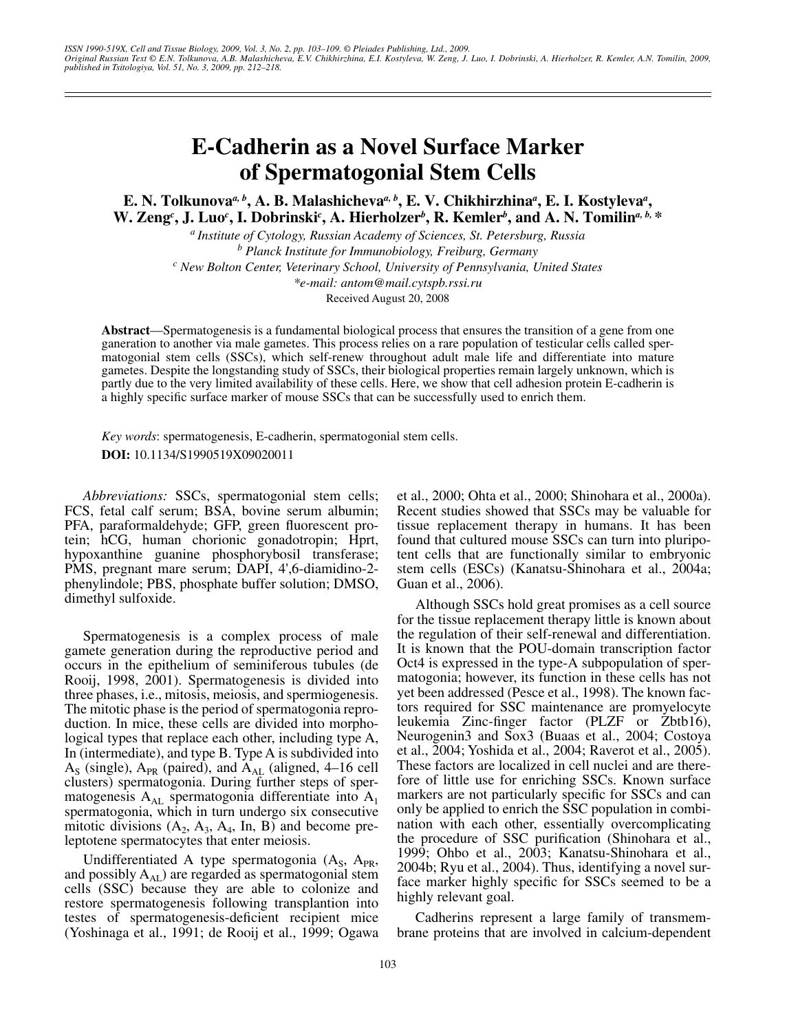ISSN 1990-519X, Cell and Tissue Biology, 2009, Vol. 3, No. 2, pp. 103–109. © Pleiades Publishing, Ltd., 2009.
Original Russian Text © E.N. Tolkunova, A.B. Malashicheva, E.V. Chikhirzhina, E.I. Kostyleva, W. Zeng, J. Luo, I. Dobrinski, A. Hierholzer, R. Kemler, A.N. Tomilin, 2009, published in Tsitologiya, Vol. 51, No. 3, 2009, pp. 212–218.

# E-Cadherin as a Novel Surface Marker of Spermatogonial Stem Cells

**E. N. Tolkunova[a, b], A. B. Malashicheva[a, b], E. V. Chikhirzhina[a], E. I. Kostyleva[a], W. Zeng[c], J. Luo[c], I. Dobrinski[c], A. Hierholzer[b], R. Kemler[b], and A. N. Tomilin[a, b, *]**

[a] Institute of Cytology, Russian Academy of Sciences, St. Petersburg, Russia
[b] Planck Institute for Immunobiology, Freiburg, Germany
[c] New Bolton Center, Veterinary School, University of Pennsylvania, United States
*e-mail: antom@mail.cytspb.rssi.ru

Received August 20, 2008

**Abstract**—Spermatogenesis is a fundamental biological process that ensures the transition of a gene from one ganeration to another via male gametes. This process relies on a rare population of testicular cells called spermatogonial stem cells (SSCs), which self-renew throughout adult male life and differentiate into mature gametes. Despite the longstanding study of SSCs, their biological properties remain largely unknown, which is partly due to the very limited availability of these cells. Here, we show that cell adhesion protein E-cadherin is a highly specific surface marker of mouse SSCs that can be successfully used to enrich them.

*Key words*: spermatogenesis, E-cadherin, spermatogonial stem cells.

**DOI:** 10.1134/S1990519X09020011

*Abbreviations:* SSCs, spermatogonial stem cells; FCS, fetal calf serum; BSA, bovine serum albumin; PFA, paraformaldehyde; GFP, green fluorescent protein; hCG, human chorionic gonadotropin; Hprt, hypoxanthine guanine phosphorybosil transferase; PMS, pregnant mare serum; DAPI, 4',6-diamidino-2-phenylindole; PBS, phosphate buffer solution; DMSO, dimethyl sulfoxide.

Spermatogenesis is a complex process of male gamete generation during the reproductive period and occurs in the epithelium of seminiferous tubules (de Rooij, 1998, 2001). Spermatogenesis is divided into three phases, i.e., mitosis, meiosis, and spermiogenesis. The mitotic phase is the period of spermatogonia reproduction. In mice, these cells are divided into morphological types that replace each other, including type A, In (intermediate), and type B. Type A is subdivided into $A_S$ (single), $A_{PR}$ (paired), and $A_{AL}$ (aligned, 4–16 cell clusters) spermatogonia. During further steps of spermatogenesis $A_{AL}$ spermatogonia differentiate into $A_1$ spermatogonia, which in turn undergo six consecutive mitotic divisions ($A_2$, $A_3$, $A_4$, In, B) and become preleptotene spermatocytes that enter meiosis.

Undifferentiated A type spermatogonia ($A_S$, $A_{PR}$, and possibly $A_{AL}$) are regarded as spermatogonial stem cells (SSC) because they are able to colonize and restore spermatogenesis following transplantion into testes of spermatogenesis-deficient recipient mice (Yoshinaga et al., 1991; de Rooij et al., 1999; Ogawa et al., 2000; Ohta et al., 2000; Shinohara et al., 2000a). Recent studies showed that SSCs may be valuable for tissue replacement therapy in humans. It has been found that cultured mouse SSCs can turn into pluripotent cells that are functionally similar to embryonic stem cells (ESCs) (Kanatsu-Shinohara et al., 2004a; Guan et al., 2006).

Although SSCs hold great promises as a cell source for the tissue replacement therapy little is known about the regulation of their self-renewal and differentiation. It is known that the POU-domain transcription factor Oct4 is expressed in the type-A subpopulation of spermatogonia; however, its function in these cells has not yet been addressed (Pesce et al., 1998). The known factors required for SSC maintenance are promyelocyte leukemia Zinc-finger factor (PLZF or Zbtb16), Neurogenin3 and Sox3 (Buaas et al., 2004; Costoya et al., 2004; Yoshida et al., 2004; Raverot et al., 2005). These factors are localized in cell nuclei and are therefore of little use for enriching SSCs. Known surface markers are not particularly specific for SSCs and can only be applied to enrich the SSC population in combination with each other, essentially overcomplicating the procedure of SSC purification (Shinohara et al., 1999; Ohbo et al., 2003; Kanatsu-Shinohara et al., 2004b; Ryu et al., 2004). Thus, identifying a novel surface marker highly specific for SSCs seemed to be a highly relevant goal.

Cadherins represent a large family of transmembrane proteins that are involved in calcium-dependent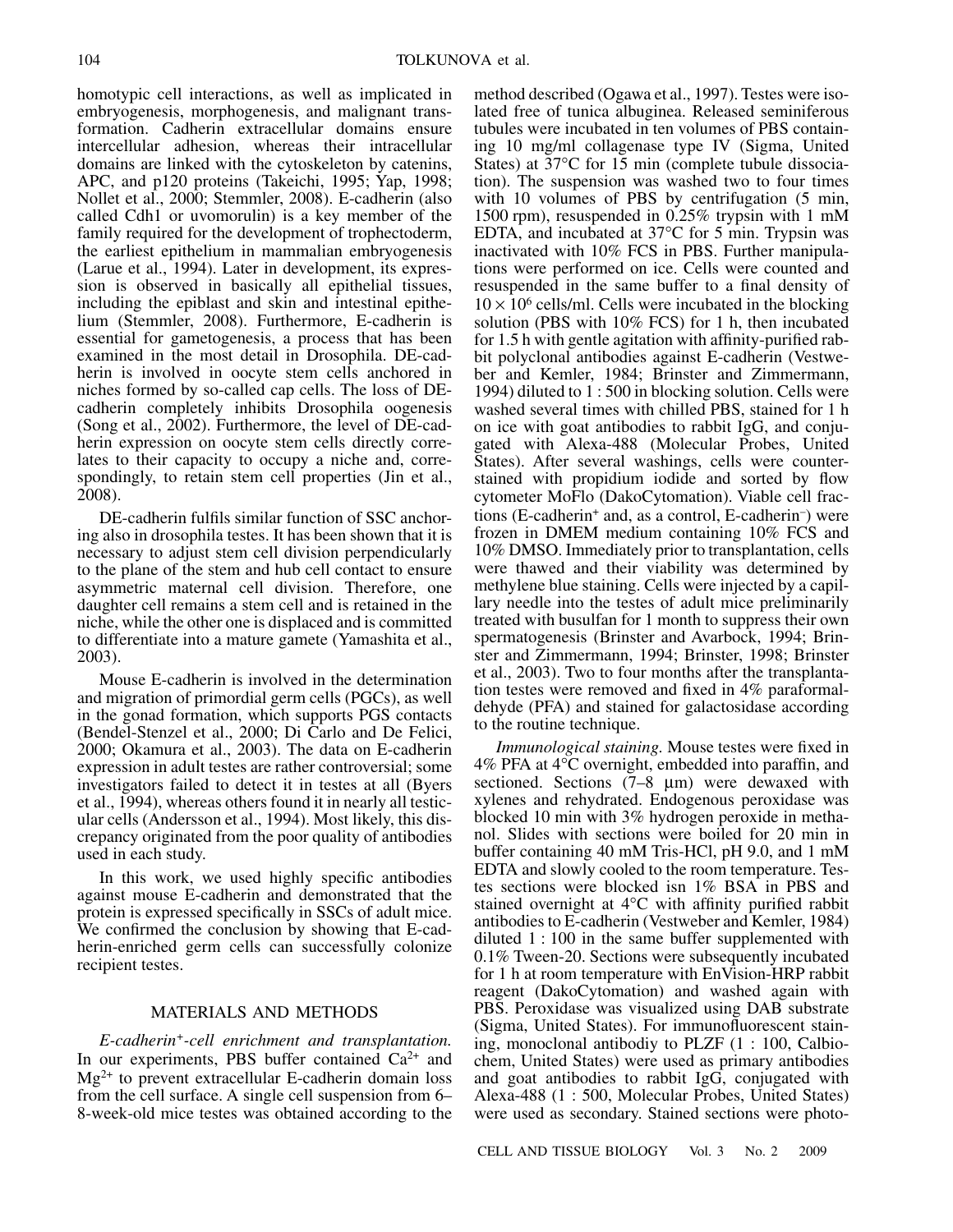homotypic cell interactions, as well as implicated in embryogenesis, morphogenesis, and malignant transformation. Cadherin extracellular domains ensure intercellular adhesion, whereas their intracellular domains are linked with the cytoskeleton by catenins, APC, and p120 proteins (Takeichi, 1995; Yap, 1998; Nollet et al., 2000; Stemmler, 2008). E-cadherin (also called Cdh1 or uvomorulin) is a key member of the family required for the development of trophectoderm, the earliest epithelium in mammalian embryogenesis (Larue et al., 1994). Later in development, its expression is observed in basically all epithelial tissues, including the epiblast and skin and intestinal epithelium (Stemmler, 2008). Furthermore, E-cadherin is essential for gametogenesis, a process that has been examined in the most detail in Drosophila. DE-cadherin is involved in oocyte stem cells anchored in niches formed by so-called cap cells. The loss of DE-cadherin completely inhibits Drosophila oogenesis (Song et al., 2002). Furthermore, the level of DE-cadherin expression on oocyte stem cells directly correlates to their capacity to occupy a niche and, correspondingly, to retain stem cell properties (Jin et al., 2008).

DE-cadherin fulfils similar function of SSC anchoring also in drosophila testes. It has been shown that it is necessary to adjust stem cell division perpendicularly to the plane of the stem and hub cell contact to ensure asymmetric maternal cell division. Therefore, one daughter cell remains a stem cell and is retained in the niche, while the other one is displaced and is committed to differentiate into a mature gamete (Yamashita et al., 2003).

Mouse E-cadherin is involved in the determination and migration of primordial germ cells (PGCs), as well in the gonad formation, which supports PGS contacts (Bendel-Stenzel et al., 2000; Di Carlo and De Felici, 2000; Okamura et al., 2003). The data on E-cadherin expression in adult testes are rather controversial; some investigators failed to detect it in testes at all (Byers et al., 1994), whereas others found it in nearly all testicular cells (Andersson et al., 1994). Most likely, this discrepancy originated from the poor quality of antibodies used in each study.

In this work, we used highly specific antibodies against mouse E-cadherin and demonstrated that the protein is expressed specifically in SSCs of adult mice. We confirmed the conclusion by showing that E-cadherin-enriched germ cells can successfully colonize recipient testes.

## MATERIALS AND METHODS

*E-cadherin$^+$-cell enrichment and transplantation.* In our experiments, PBS buffer contained $Ca^{2+}$ and $Mg^{2+}$ to prevent extracellular E-cadherin domain loss from the cell surface. A single cell suspension from 6–8-week-old mice testes was obtained according to the method described (Ogawa et al., 1997). Testes were isolated free of tunica albuginea. Released seminiferous tubules were incubated in ten volumes of PBS containing 10 mg/ml collagenase type IV (Sigma, United States) at 37°C for 15 min (complete tubule dissociation). The suspension was washed two to four times with 10 volumes of PBS by centrifugation (5 min, 1500 rpm), resuspended in 0.25% trypsin with 1 mM EDTA, and incubated at 37°C for 5 min. Trypsin was inactivated with 10% FCS in PBS. Further manipulations were performed on ice. Cells were counted and resuspended in the same buffer to a final density of $10 \times 10^6$ cells/ml. Cells were incubated in the blocking solution (PBS with 10% FCS) for 1 h, then incubated for 1.5 h with gentle agitation with affinity-purified rabbit polyclonal antibodies against E-cadherin (Vestweber and Kemler, 1984; Brinster and Zimmermann, 1994) diluted to 1 : 500 in blocking solution. Cells were washed several times with chilled PBS, stained for 1 h on ice with goat antibodies to rabbit IgG, and conjugated with Alexa-488 (Molecular Probes, United States). After several washings, cells were counterstained with propidium iodide and sorted by flow cytometer MoFlo (DakoCytomation). Viable cell fractions (E-cadherin$^+$ and, as a control, E-cadherin$^-$) were frozen in DMEM medium containing 10% FCS and 10% DMSO. Immediately prior to transplantation, cells were thawed and their viability was determined by methylene blue staining. Cells were injected by a capillary needle into the testes of adult mice preliminarily treated with busulfan for 1 month to suppress their own spermatogenesis (Brinster and Avarbock, 1994; Brinster and Zimmermann, 1994; Brinster, 1998; Brinster et al., 2003). Two to four months after the transplantation testes were removed and fixed in 4% paraformaldehyde (PFA) and stained for galactosidase according to the routine technique.

*Immunological staining.* Mouse testes were fixed in 4% PFA at 4°C overnight, embedded into paraffin, and sectioned. Sections (7–8 μm) were dewaxed with xylenes and rehydrated. Endogenous peroxidase was blocked 10 min with 3% hydrogen peroxide in methanol. Slides with sections were boiled for 20 min in buffer containing 40 mM Tris-HCl, pH 9.0, and 1 mM EDTA and slowly cooled to the room temperature. Testes sections were blocked isn 1% BSA in PBS and stained overnight at 4°C with affinity purified rabbit antibodies to E-cadherin (Vestweber and Kemler, 1984) diluted 1 : 100 in the same buffer supplemented with 0.1% Tween-20. Sections were subsequently incubated for 1 h at room temperature with EnVision-HRP rabbit reagent (DakoCytomation) and washed again with PBS. Peroxidase was visualized using DAB substrate (Sigma, United States). For immunofluorescent staining, monoclonal antibodiy to PLZF (1 : 100, Calbiochem, United States) were used as primary antibodies and goat antibodies to rabbit IgG, conjugated with Alexa-488 (1 : 500, Molecular Probes, United States) were used as secondary. Stained sections were photo-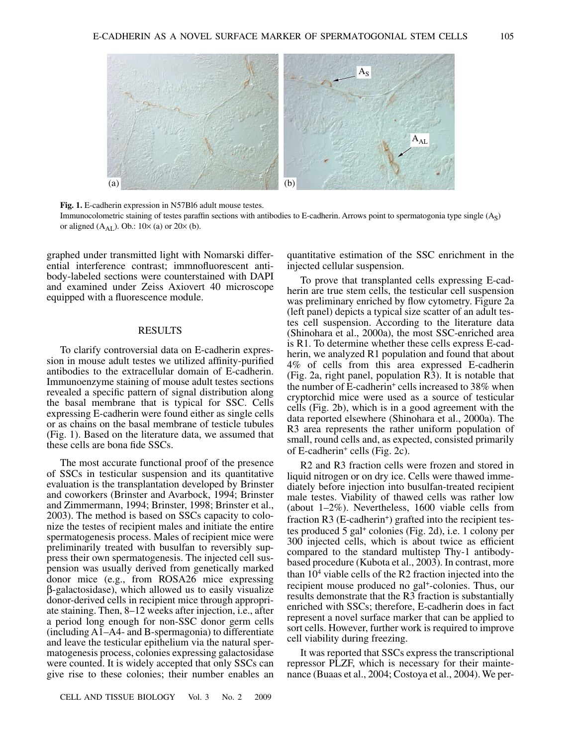Fig. 1. E-cadherin expression in N57Bl6 adult mouse testes.
Immunocolometric staining of testes paraffin sections with antibodies to E-cadherin. Arrows point to spermatogonia type single ($A_S$) or aligned ($A_{AL}$). Ob.: 10× (a) or 20× (b).

graphed under transmitted light with Nomarski differential interference contrast; immnofluorescent antibody-labeled sections were counterstained with DAPI and examined under Zeiss Axiovert 40 microscope equipped with a fluorescence module.

## RESULTS

To clarify controversial data on E-cadherin expression in mouse adult testes we utilized affinity-purified antibodies to the extracellular domain of E-cadherin. Immunoenzyme staining of mouse adult testes sections revealed a specific pattern of signal distribution along the basal membrane that is typical for SSC. Cells expressing E-cadherin were found either as single cells or as chains on the basal membrane of testicle tubules (Fig. 1). Based on the literature data, we assumed that these cells are bona fide SSCs.

The most accurate functional proof of the presence of SSCs in testicular suspension and its quantitative evaluation is the transplantation developed by Brinster and coworkers (Brinster and Avarbock, 1994; Brinster and Zimmermann, 1994; Brinster, 1998; Brinster et al., 2003). The method is based on SSCs capacity to colonize the testes of recipient males and initiate the entire spermatogenesis process. Males of recipient mice were preliminarily treated with busulfan to reversibly suppress their own spermatogenesis. The injected cell suspension was usually derived from genetically marked donor mice (e.g., from ROSA26 mice expressing β-galactosidase), which allowed us to easily visualize donor-derived cells in recipient mice through appropriate staining. Then, 8–12 weeks after injection, i.e., after a period long enough for non-SSC donor germ cells (including A1–A4- and B-spermagonia) to differentiate and leave the testicular epithelium via the natural spermatogenesis process, colonies expressing galactosidase were counted. It is widely accepted that only SSCs can give rise to these colonies; their number enables an quantitative estimation of the SSC enrichment in the injected cellular suspension.

To prove that transplanted cells expressing E-cadherin are true stem cells, the testicular cell suspension was preliminary enriched by flow cytometry. Figure 2a (left panel) depicts a typical size scatter of an adult testes cell suspension. According to the literature data (Shinohara et al., 2000a), the most SSC-enriched area is R1. To determine whether these cells express E-cadherin, we analyzed R1 population and found that about 4% of cells from this area expressed E-cadherin (Fig. 2a, right panel, population R3). It is notable that the number of E-cadherin$^+$ cells increased to 38% when cryptorchid mice were used as a source of testicular cells (Fig. 2b), which is in a good agreement with the data reported elsewhere (Shinohara et al., 2000a). The R3 area represents the rather uniform population of small, round cells and, as expected, consisted primarily of E-cadherin$^+$ cells (Fig. 2c).

R2 and R3 fraction cells were frozen and stored in liquid nitrogen or on dry ice. Cells were thawed immediately before injection into busulfan-treated recipient male testes. Viability of thawed cells was rather low (about 1–2%). Nevertheless, 1600 viable cells from fraction R3 (E-cadherin$^+$) grafted into the recipient testes produced 5 gal$^+$ colonies (Fig. 2d), i.e. 1 colony per 300 injected cells, which is about twice as efficient compared to the standard multistep Thy-1 antibody-based procedure (Kubota et al., 2003). In contrast, more than $10^4$ viable cells of the R2 fraction injected into the recipient mouse produced no gal$^+$-colonies. Thus, our results demonstrate that the R3 fraction is substantially enriched with SSCs; therefore, E-cadherin does in fact represent a novel surface marker that can be applied to sort cells. However, further work is required to improve cell viability during freezing.

It was reported that SSCs express the transcriptional repressor PLZF, which is necessary for their maintenance (Buaas et al., 2004; Costoya et al., 2004). We per-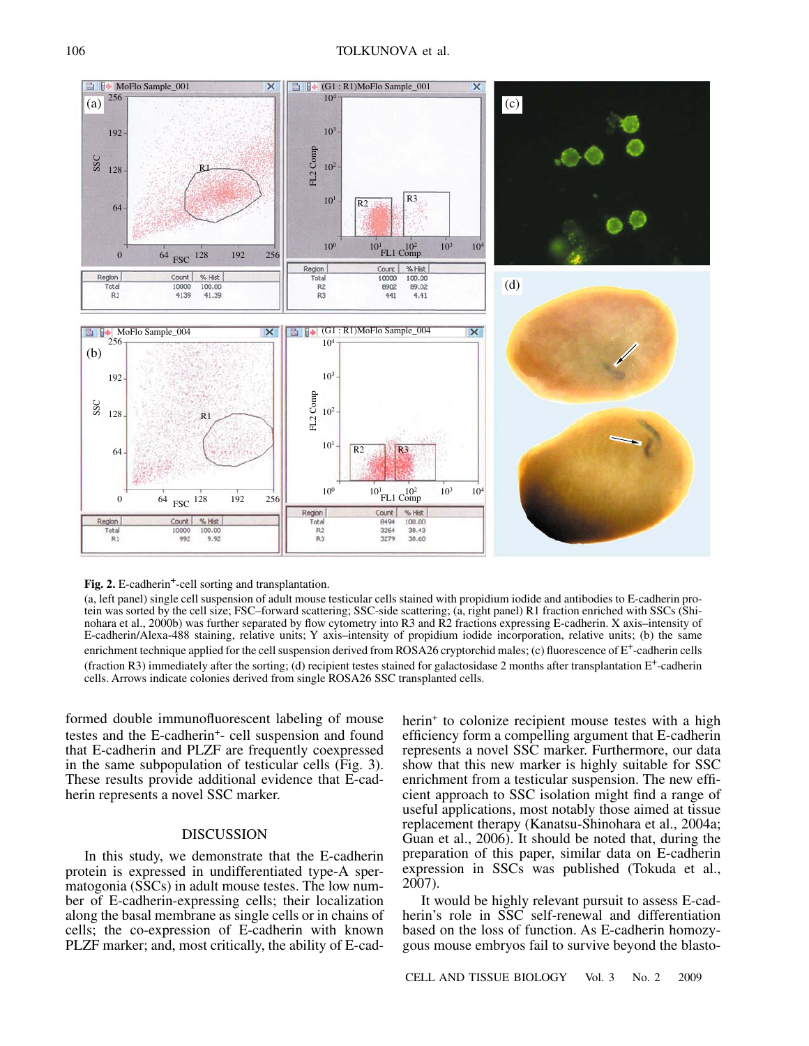**Fig. 2.** E-cadherin$^+$-cell sorting and transplantation.

(a, left panel) single cell suspension of adult mouse testicular cells stained with propidium iodide and antibodies to E-cadherin protein was sorted by the cell size; FSC–forward scattering; SSC-side scattering; (a, right panel) R1 fraction enriched with SSCs (Shinohara et al., 2000b) was further separated by flow cytometry into R3 and R2 fractions expressing E-cadherin. X axis–intensity of E-cadherin/Alexa-488 staining, relative units; Y axis–intensity of propidium iodide incorporation, relative units; (b) the same enrichment technique applied for the cell suspension derived from ROSA26 cryptorchid males; (c) fluorescence of E$^+$-cadherin cells (fraction R3) immediately after the sorting; (d) recipient testes stained for galactosidase 2 months after transplantation E$^+$-cadherin cells. Arrows indicate colonies derived from single ROSA26 SSC transplanted cells.

formed double immunofluorescent labeling of mouse testes and the E-cadherin$^+$- cell suspension and found that E-cadherin and PLZF are frequently coexpressed in the same subpopulation of testicular cells (Fig. 3). These results provide additional evidence that E-cadherin represents a novel SSC marker.

## DISCUSSION

In this study, we demonstrate that the E-cadherin protein is expressed in undifferentiated type-A spermatogonia (SSCs) in adult mouse testes. The low number of E-cadherin-expressing cells; their localization along the basal membrane as single cells or in chains of cells; the co-expression of E-cadherin with known PLZF marker; and, most critically, the ability of E-cadherin$^+$ to colonize recipient mouse testes with a high efficiency form a compelling argument that E-cadherin represents a novel SSC marker. Furthermore, our data show that this new marker is highly suitable for SSC enrichment from a testicular suspension. The new efficient approach to SSC isolation might find a range of useful applications, most notably those aimed at tissue replacement therapy (Kanatsu-Shinohara et al., 2004a; Guan et al., 2006). It should be noted that, during the preparation of this paper, similar data on E-cadherin expression in SSCs was published (Tokuda et al., 2007).

It would be highly relevant pursuit to assess E-cadherin's role in SSC self-renewal and differentiation based on the loss of function. As E-cadherin homozygous mouse embryos fail to survive beyond the blasto-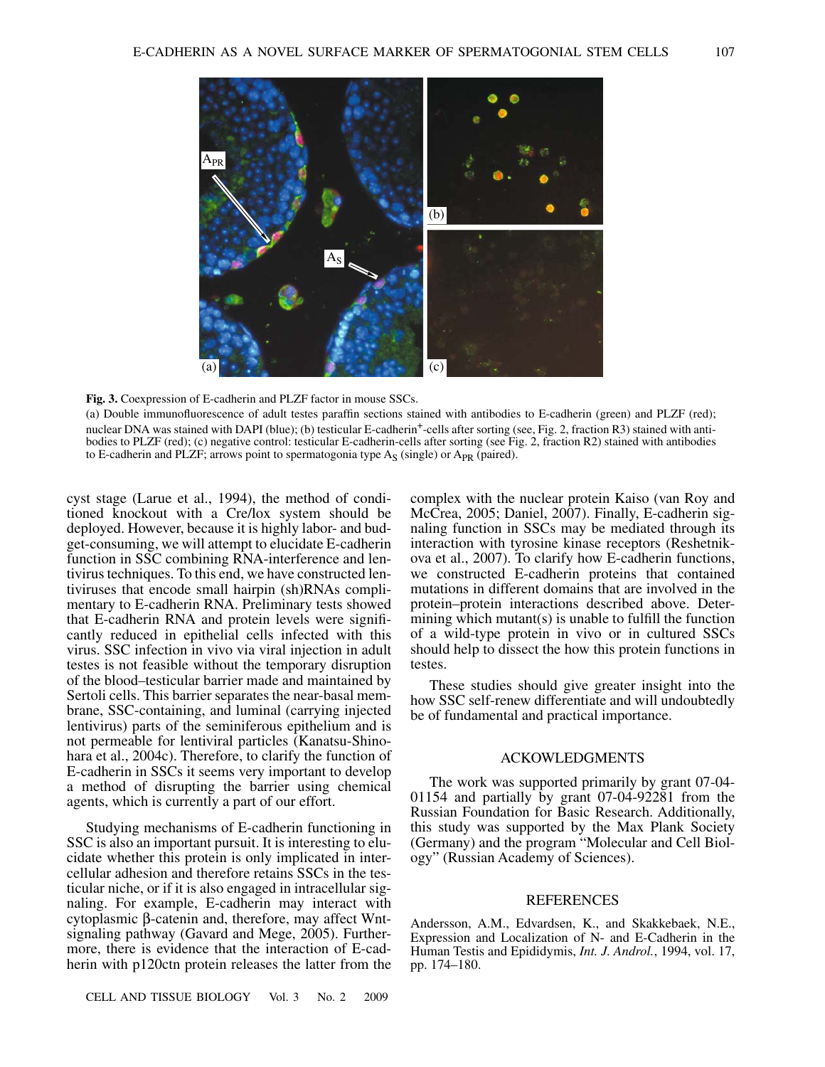Fig. 3. Coexpression of E-cadherin and PLZF factor in mouse SSCs.

(a) Double immunofluorescence of adult testes paraffin sections stained with antibodies to E-cadherin (green) and PLZF (red); nuclear DNA was stained with DAPI (blue); (b) testicular E-cadherin$^+$-cells after sorting (see, Fig. 2, fraction R3) stained with antibodies to PLZF (red); (c) negative control: testicular E-cadherin-cells after sorting (see Fig. 2, fraction R2) stained with antibodies to E-cadherin and PLZF; arrows point to spermatogonia type $A_S$ (single) or $A_{PR}$ (paired).

cyst stage (Larue et al., 1994), the method of conditioned knockout with a Cre/lox system should be deployed. However, because it is highly labor- and budget-consuming, we will attempt to elucidate E-cadherin function in SSC combining RNA-interference and lentivirus techniques. To this end, we have constructed lentiviruses that encode small hairpin (sh)RNAs complimentary to E-cadherin RNA. Preliminary tests showed that E-cadherin RNA and protein levels were significantly reduced in epithelial cells infected with this virus. SSC infection in vivo via viral injection in adult testes is not feasible without the temporary disruption of the blood–testicular barrier made and maintained by Sertoli cells. This barrier separates the near-basal membrane, SSC-containing, and luminal (carrying injected lentivirus) parts of the seminiferous epithelium and is not permeable for lentiviral particles (Kanatsu-Shinohara et al., 2004c). Therefore, to clarify the function of E-cadherin in SSCs it seems very important to develop a method of disrupting the barrier using chemical agents, which is currently a part of our effort.

Studying mechanisms of E-cadherin functioning in SSC is also an important pursuit. It is interesting to elucidate whether this protein is only implicated in intercellular adhesion and therefore retains SSCs in the testicular niche, or if it is also engaged in intracellular signaling. For example, E-cadherin may interact with cytoplasmic β-catenin and, therefore, may affect Wnt-signaling pathway (Gavard and Mege, 2005). Furthermore, there is evidence that the interaction of E-cadherin with p120ctn protein releases the latter from the complex with the nuclear protein Kaiso (van Roy and McCrea, 2005; Daniel, 2007). Finally, E-cadherin signaling function in SSCs may be mediated through its interaction with tyrosine kinase receptors (Reshetnikova et al., 2007). To clarify how E-cadherin functions, we constructed E-cadherin proteins that contained mutations in different domains that are involved in the protein–protein interactions described above. Determining which mutant(s) is unable to fulfill the function of a wild-type protein in vivo or in cultured SSCs should help to dissect the how this protein functions in testes.

These studies should give greater insight into the how SSC self-renew differentiate and will undoubtedly be of fundamental and practical importance.

## ACKOWLEDGMENTS

The work was supported primarily by grant 07-04-01154 and partially by grant 07-04-92281 from the Russian Foundation for Basic Research. Additionally, this study was supported by the Max Plank Society (Germany) and the program "Molecular and Cell Biology" (Russian Academy of Sciences).

## REFERENCES

Andersson, A.M., Edvardsen, K., and Skakkebaek, N.E., Expression and Localization of N- and E-Cadherin in the Human Testis and Epididymis, *Int. J. Androl.*, 1994, vol. 17, pp. 174–180.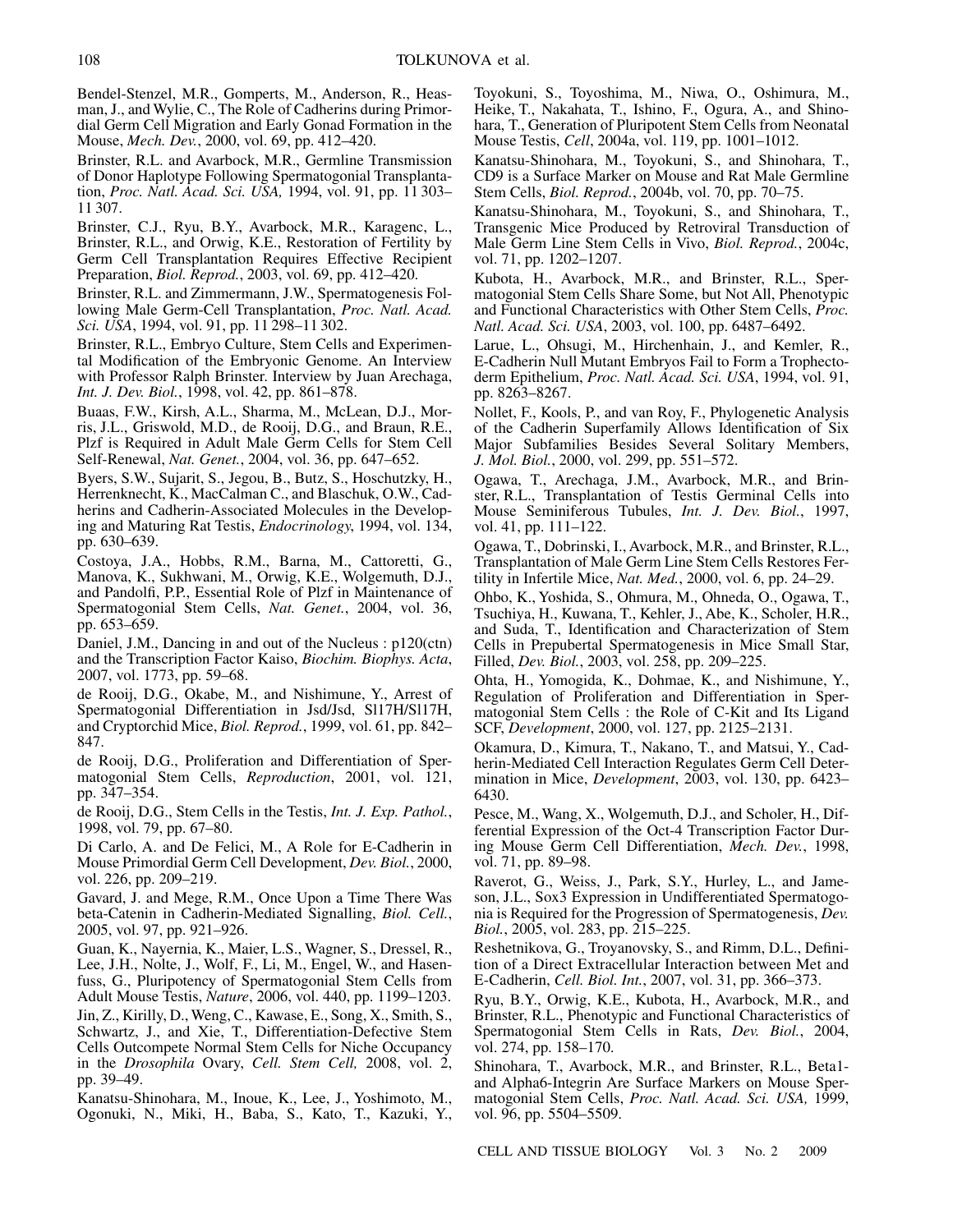Bendel-Stenzel, M.R., Gomperts, M., Anderson, R., Heasman, J., and Wylie, C., The Role of Cadherins during Primordial Germ Cell Migration and Early Gonad Formation in the Mouse, *Mech. Dev.*, 2000, vol. 69, pp. 412–420.

Brinster, R.L. and Avarbock, M.R., Germline Transmission of Donor Haplotype Following Spermatogonial Transplantation, *Proc. Natl. Acad. Sci. USA,* 1994, vol. 91, pp. 11 303–11 307.

Brinster, C.J., Ryu, B.Y., Avarbock, M.R., Karagenc, L., Brinster, R.L., and Orwig, K.E., Restoration of Fertility by Germ Cell Transplantation Requires Effective Recipient Preparation, *Biol. Reprod.*, 2003, vol. 69, pp. 412–420.

Brinster, R.L. and Zimmermann, J.W., Spermatogenesis Following Male Germ-Cell Transplantation, *Proc. Natl. Acad. Sci. USA*, 1994, vol. 91, pp. 11 298–11 302.

Brinster, R.L., Embryo Culture, Stem Cells and Experimental Modification of the Embryonic Genome. An Interview with Professor Ralph Brinster. Interview by Juan Arechaga, *Int. J. Dev. Biol.*, 1998, vol. 42, pp. 861–878.

Buaas, F.W., Kirsh, A.L., Sharma, M., McLean, D.J., Morris, J.L., Griswold, M.D., de Rooij, D.G., and Braun, R.E., Plzf is Required in Adult Male Germ Cells for Stem Cell Self-Renewal, *Nat. Genet.*, 2004, vol. 36, pp. 647–652.

Byers, S.W., Sujarit, S., Jegou, B., Butz, S., Hoschutzky, H., Herrenknecht, K., MacCalman C., and Blaschuk, O.W., Cadherins and Cadherin-Associated Molecules in the Developing and Maturing Rat Testis, *Endocrinology*, 1994, vol. 134, pp. 630–639.

Costoya, J.A., Hobbs, R.M., Barna, M., Cattoretti, G., Manova, K., Sukhwani, M., Orwig, K.E., Wolgemuth, D.J., and Pandolfi, P.P., Essential Role of Plzf in Maintenance of Spermatogonial Stem Cells, *Nat. Genet.*, 2004, vol. 36, pp. 653–659.

Daniel, J.M., Dancing in and out of the Nucleus : p120(ctn) and the Transcription Factor Kaiso, *Biochim. Biophys. Acta*, 2007, vol. 1773, pp. 59–68.

de Rooij, D.G., Okabe, M., and Nishimune, Y., Arrest of Spermatogonial Differentiation in Jsd/Jsd, Sl17H/Sl17H, and Cryptorchid Mice, *Biol. Reprod.*, 1999, vol. 61, pp. 842–847.

de Rooij, D.G., Proliferation and Differentiation of Spermatogonial Stem Cells, *Reproduction*, 2001, vol. 121, pp. 347–354.

de Rooij, D.G., Stem Cells in the Testis, *Int. J. Exp. Pathol.*, 1998, vol. 79, pp. 67–80.

Di Carlo, A. and De Felici, M., A Role for E-Cadherin in Mouse Primordial Germ Cell Development, *Dev. Biol.*, 2000, vol. 226, pp. 209–219.

Gavard, J. and Mege, R.M., Once Upon a Time There Was beta-Catenin in Cadherin-Mediated Signalling, *Biol. Cell.*, 2005, vol. 97, pp. 921–926.

Guan, K., Nayernia, K., Maier, L.S., Wagner, S., Dressel, R., Lee, J.H., Nolte, J., Wolf, F., Li, M., Engel, W., and Hasenfuss, G., Pluripotency of Spermatogonial Stem Cells from Adult Mouse Testis, *Nature*, 2006, vol. 440, pp. 1199–1203.

Jin, Z., Kirilly, D., Weng, C., Kawase, E., Song, X., Smith, S., Schwartz, J., and Xie, T., Differentiation-Defective Stem Cells Outcompete Normal Stem Cells for Niche Occupancy in the *Drosophila* Ovary, *Cell. Stem Cell,* 2008, vol. 2, pp. 39–49.

Kanatsu-Shinohara, M., Inoue, K., Lee, J., Yoshimoto, M., Ogonuki, N., Miki, H., Baba, S., Kato, T., Kazuki, Y., Toyokuni, S., Toyoshima, M., Niwa, O., Oshimura, M., Heike, T., Nakahata, T., Ishino, F., Ogura, A., and Shinohara, T., Generation of Pluripotent Stem Cells from Neonatal Mouse Testis, *Cell*, 2004a, vol. 119, pp. 1001–1012.

Kanatsu-Shinohara, M., Toyokuni, S., and Shinohara, T., CD9 is a Surface Marker on Mouse and Rat Male Germline Stem Cells, *Biol. Reprod.*, 2004b, vol. 70, pp. 70–75.

Kanatsu-Shinohara, M., Toyokuni, S., and Shinohara, T., Transgenic Mice Produced by Retroviral Transduction of Male Germ Line Stem Cells in Vivo, *Biol. Reprod.*, 2004c, vol. 71, pp. 1202–1207.

Kubota, H., Avarbock, M.R., and Brinster, R.L., Spermatogonial Stem Cells Share Some, but Not All, Phenotypic and Functional Characteristics with Other Stem Cells, *Proc. Natl. Acad. Sci. USA*, 2003, vol. 100, pp. 6487–6492.

Larue, L., Ohsugi, M., Hirchenhain, J., and Kemler, R., E-Cadherin Null Mutant Embryos Fail to Form a Trophectoderm Epithelium, *Proc. Natl. Acad. Sci. USA*, 1994, vol. 91, pp. 8263–8267.

Nollet, F., Kools, P., and van Roy, F., Phylogenetic Analysis of the Cadherin Superfamily Allows Identification of Six Major Subfamilies Besides Several Solitary Members, *J. Mol. Biol.*, 2000, vol. 299, pp. 551–572.

Ogawa, T., Arechaga, J.M., Avarbock, M.R., and Brinster, R.L., Transplantation of Testis Germinal Cells into Mouse Seminiferous Tubules, *Int. J. Dev. Biol.*, 1997, vol. 41, pp. 111–122.

Ogawa, T., Dobrinski, I., Avarbock, M.R., and Brinster, R.L., Transplantation of Male Germ Line Stem Cells Restores Fertility in Infertile Mice, *Nat. Med.*, 2000, vol. 6, pp. 24–29.

Ohbo, K., Yoshida, S., Ohmura, M., Ohneda, O., Ogawa, T., Tsuchiya, H., Kuwana, T., Kehler, J., Abe, K., Scholer, H.R., and Suda, T., Identification and Characterization of Stem Cells in Prepubertal Spermatogenesis in Mice Small Star, Filled, *Dev. Biol.*, 2003, vol. 258, pp. 209–225.

Ohta, H., Yomogida, K., Dohmae, K., and Nishimune, Y., Regulation of Proliferation and Differentiation in Spermatogonial Stem Cells : the Role of C-Kit and Its Ligand SCF, *Development*, 2000, vol. 127, pp. 2125–2131.

Okamura, D., Kimura, T., Nakano, T., and Matsui, Y., Cadherin-Mediated Cell Interaction Regulates Germ Cell Determination in Mice, *Development*, 2003, vol. 130, pp. 6423–6430.

Pesce, M., Wang, X., Wolgemuth, D.J., and Scholer, H., Differential Expression of the Oct-4 Transcription Factor During Mouse Germ Cell Differentiation, *Mech. Dev.*, 1998, vol. 71, pp. 89–98.

Raverot, G., Weiss, J., Park, S.Y., Hurley, L., and Jameson, J.L., Sox3 Expression in Undifferentiated Spermatogonia is Required for the Progression of Spermatogenesis, *Dev. Biol.*, 2005, vol. 283, pp. 215–225.

Reshetnikova, G., Troyanovsky, S., and Rimm, D.L., Definition of a Direct Extracellular Interaction between Met and E-Cadherin, *Cell. Biol. Int.*, 2007, vol. 31, pp. 366–373.

Ryu, B.Y., Orwig, K.E., Kubota, H., Avarbock, M.R., and Brinster, R.L., Phenotypic and Functional Characteristics of Spermatogonial Stem Cells in Rats, *Dev. Biol.*, 2004, vol. 274, pp. 158–170.

Shinohara, T., Avarbock, M.R., and Brinster, R.L., Beta1- and Alpha6-Integrin Are Surface Markers on Mouse Spermatogonial Stem Cells, *Proc. Natl. Acad. Sci. USA,* 1999, vol. 96, pp. 5504–5509.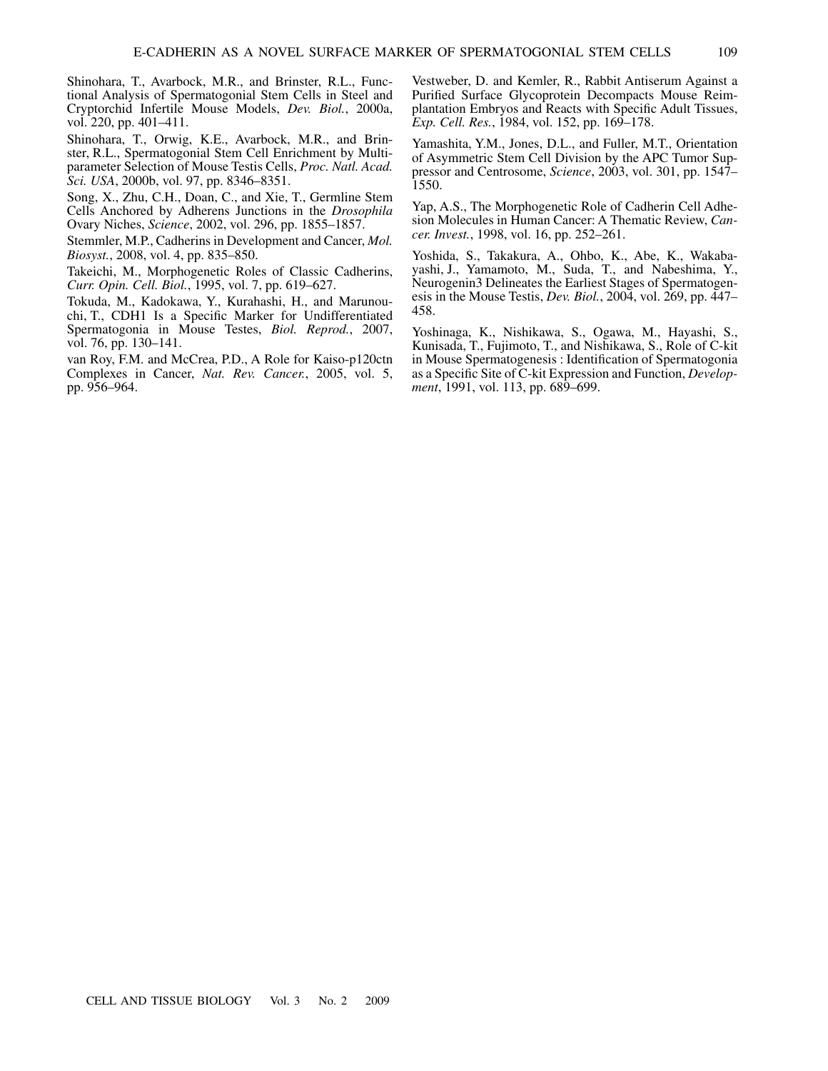Shinohara, T., Avarbock, M.R., and Brinster, R.L., Functional Analysis of Spermatogonial Stem Cells in Steel and Cryptorchid Infertile Mouse Models, *Dev. Biol.*, 2000a, vol. 220, pp. 401–411.

Shinohara, T., Orwig, K.E., Avarbock, M.R., and Brinster, R.L., Spermatogonial Stem Cell Enrichment by Multiparameter Selection of Mouse Testis Cells, *Proc. Natl. Acad. Sci. USA*, 2000b, vol. 97, pp. 8346–8351.

Song, X., Zhu, C.H., Doan, C., and Xie, T., Germline Stem Cells Anchored by Adherens Junctions in the *Drosophila* Ovary Niches, *Science*, 2002, vol. 296, pp. 1855–1857.

Stemmler, M.P., Cadherins in Development and Cancer, *Mol. Biosyst.*, 2008, vol. 4, pp. 835–850.

Takeichi, M., Morphogenetic Roles of Classic Cadherins, *Curr. Opin. Cell. Biol.*, 1995, vol. 7, pp. 619–627.

Tokuda, M., Kadokawa, Y., Kurahashi, H., and Marunouchi, T., CDH1 Is a Specific Marker for Undifferentiated Spermatogonia in Mouse Testes, *Biol. Reprod.*, 2007, vol. 76, pp. 130–141.

van Roy, F.M. and McCrea, P.D., A Role for Kaiso-p120ctn Complexes in Cancer, *Nat. Rev. Cancer.*, 2005, vol. 5, pp. 956–964.

Vestweber, D. and Kemler, R., Rabbit Antiserum Against a Purified Surface Glycoprotein Decompacts Mouse Reimplantation Embryos and Reacts with Specific Adult Tissues, *Exp. Cell. Res.*, 1984, vol. 152, pp. 169–178.

Yamashita, Y.M., Jones, D.L., and Fuller, M.T., Orientation of Asymmetric Stem Cell Division by the APC Tumor Suppressor and Centrosome, *Science*, 2003, vol. 301, pp. 1547–1550.

Yap, A.S., The Morphogenetic Role of Cadherin Cell Adhesion Molecules in Human Cancer: A Thematic Review, *Cancer. Invest.*, 1998, vol. 16, pp. 252–261.

Yoshida, S., Takakura, A., Ohbo, K., Abe, K., Wakabayashi, J., Yamamoto, M., Suda, T., and Nabeshima, Y., Neurogenin3 Delineates the Earliest Stages of Spermatogenesis in the Mouse Testis, *Dev. Biol.*, 2004, vol. 269, pp. 447–458.

Yoshinaga, K., Nishikawa, S., Ogawa, M., Hayashi, S., Kunisada, T., Fujimoto, T., and Nishikawa, S., Role of C-kit in Mouse Spermatogenesis : Identification of Spermatogonia as a Specific Site of C-kit Expression and Function, *Development*, 1991, vol. 113, pp. 689–699.